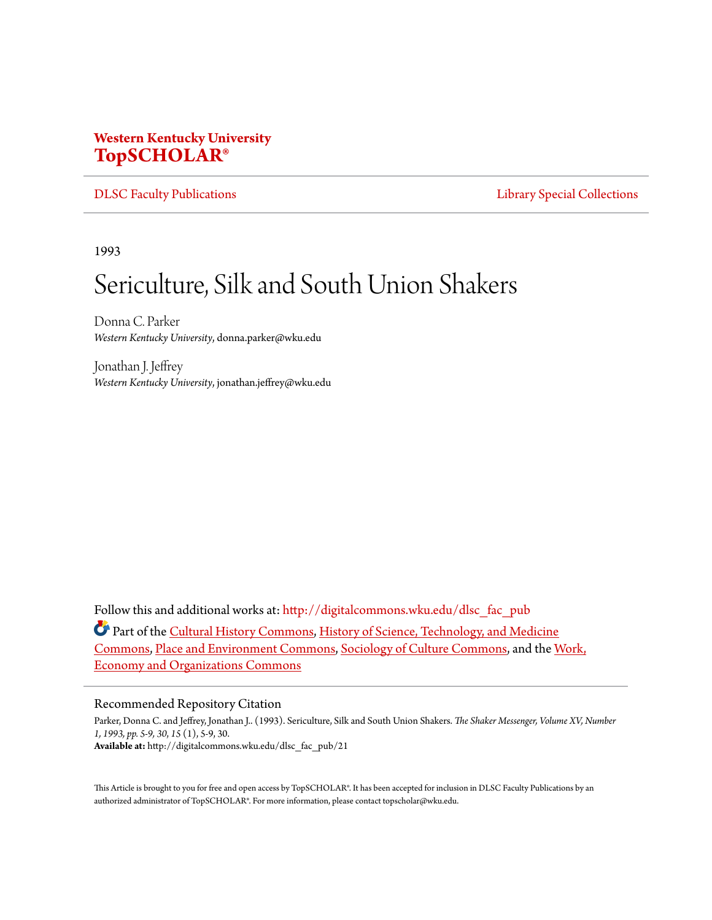**Western Kentucky University**
**TopSCHOLAR®**

DLSC Faculty Publications | Library Special Collections

1993

# Sericulture, Silk and South Union Shakers

Donna C. Parker
*Western Kentucky University*, donna.parker@wku.edu

Jonathan J. Jeffrey
*Western Kentucky University*, jonathan.jeffrey@wku.edu

Follow this and additional works at: http://digitalcommons.wku.edu/dlsc_fac_pub

Part of the Cultural History Commons, History of Science, Technology, and Medicine Commons, Place and Environment Commons, Sociology of Culture Commons, and the Work, Economy and Organizations Commons

## Recommended Repository Citation

Parker, Donna C. and Jeffrey, Jonathan J.. (1993). Sericulture, Silk and South Union Shakers. *The Shaker Messenger, Volume XV, Number 1, 1993, pp. 5-9, 30, 15* (1), 5-9, 30.
**Available at:** http://digitalcommons.wku.edu/dlsc_fac_pub/21

This Article is brought to you for free and open access by TopSCHOLAR®. It has been accepted for inclusion in DLSC Faculty Publications by an authorized administrator of TopSCHOLAR®. For more information, please contact topscholar@wku.edu.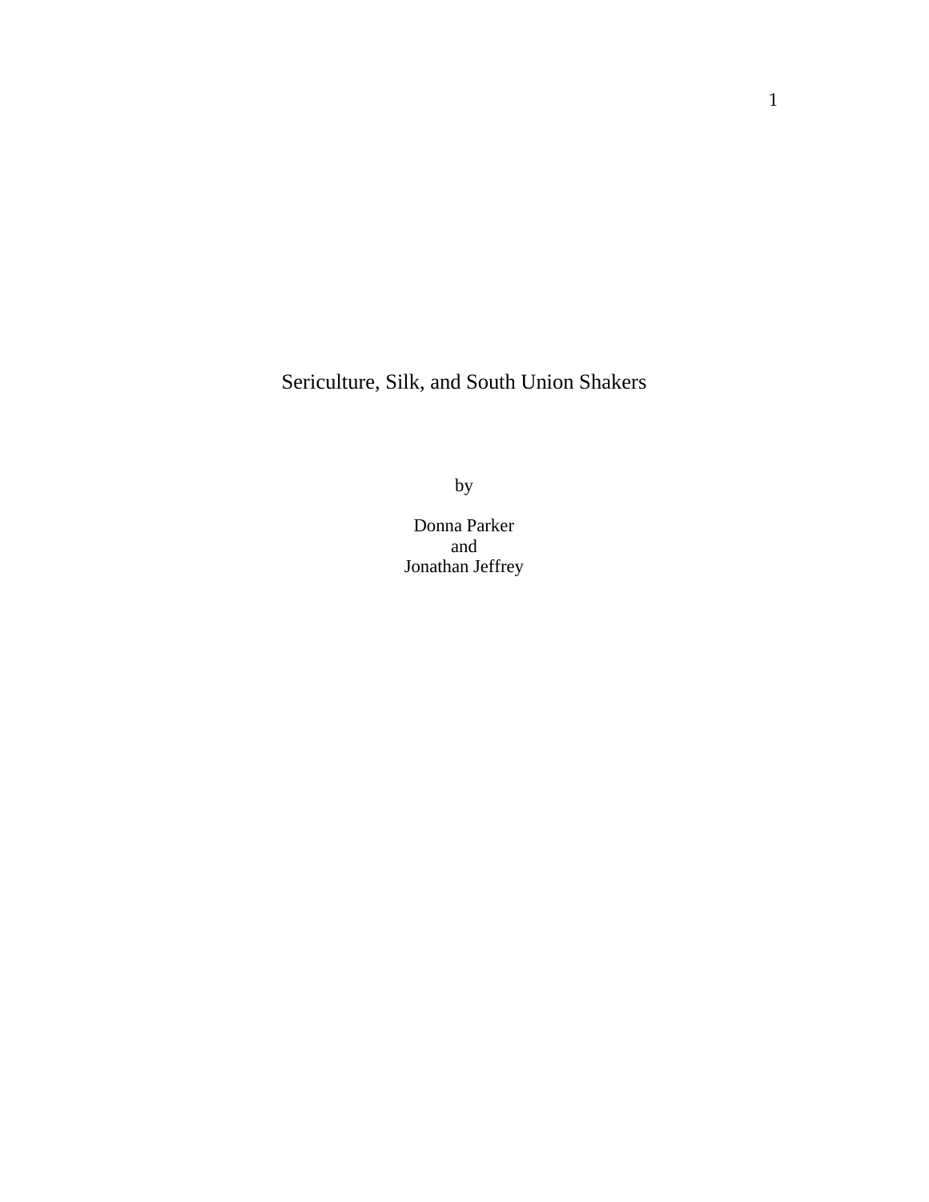# Sericulture, Silk, and South Union Shakers

by

Donna Parker
and
Jonathan Jeffrey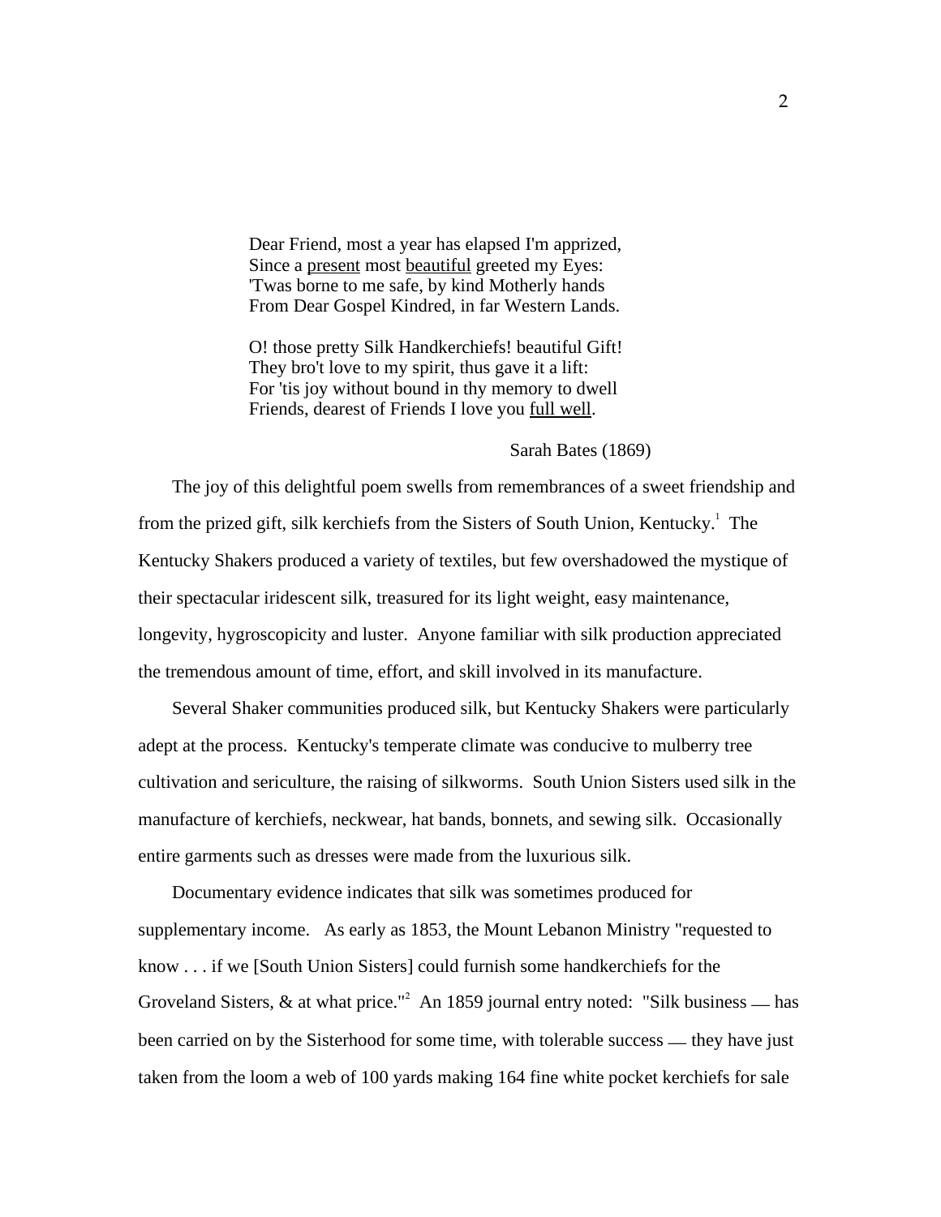Dear Friend, most a year has elapsed I'm apprized,
Since a <u>present</u> most <u>beautiful</u> greeted my Eyes:
'Twas borne to me safe, by kind Motherly hands
From Dear Gospel Kindred, in far Western Lands.

O! those pretty Silk Handkerchiefs! beautiful Gift!
They bro't love to my spirit, thus gave it a lift:
For 'tis joy without bound in thy memory to dwell
Friends, dearest of Friends I love you <u>full well</u>.

Sarah Bates (1869)

The joy of this delightful poem swells from remembrances of a sweet friendship and from the prized gift, silk kerchiefs from the Sisters of South Union, Kentucky.[1] The Kentucky Shakers produced a variety of textiles, but few overshadowed the mystique of their spectacular iridescent silk, treasured for its light weight, easy maintenance, longevity, hygroscopicity and luster. Anyone familiar with silk production appreciated the tremendous amount of time, effort, and skill involved in its manufacture.

Several Shaker communities produced silk, but Kentucky Shakers were particularly adept at the process. Kentucky's temperate climate was conducive to mulberry tree cultivation and sericulture, the raising of silkworms. South Union Sisters used silk in the manufacture of kerchiefs, neckwear, hat bands, bonnets, and sewing silk. Occasionally entire garments such as dresses were made from the luxurious silk.

Documentary evidence indicates that silk was sometimes produced for supplementary income. As early as 1853, the Mount Lebanon Ministry "requested to know . . . if we [South Union Sisters] could furnish some handkerchiefs for the Groveland Sisters, & at what price."[2] An 1859 journal entry noted: "Silk business — has been carried on by the Sisterhood for some time, with tolerable success — they have just taken from the loom a web of 100 yards making 164 fine white pocket kerchiefs for sale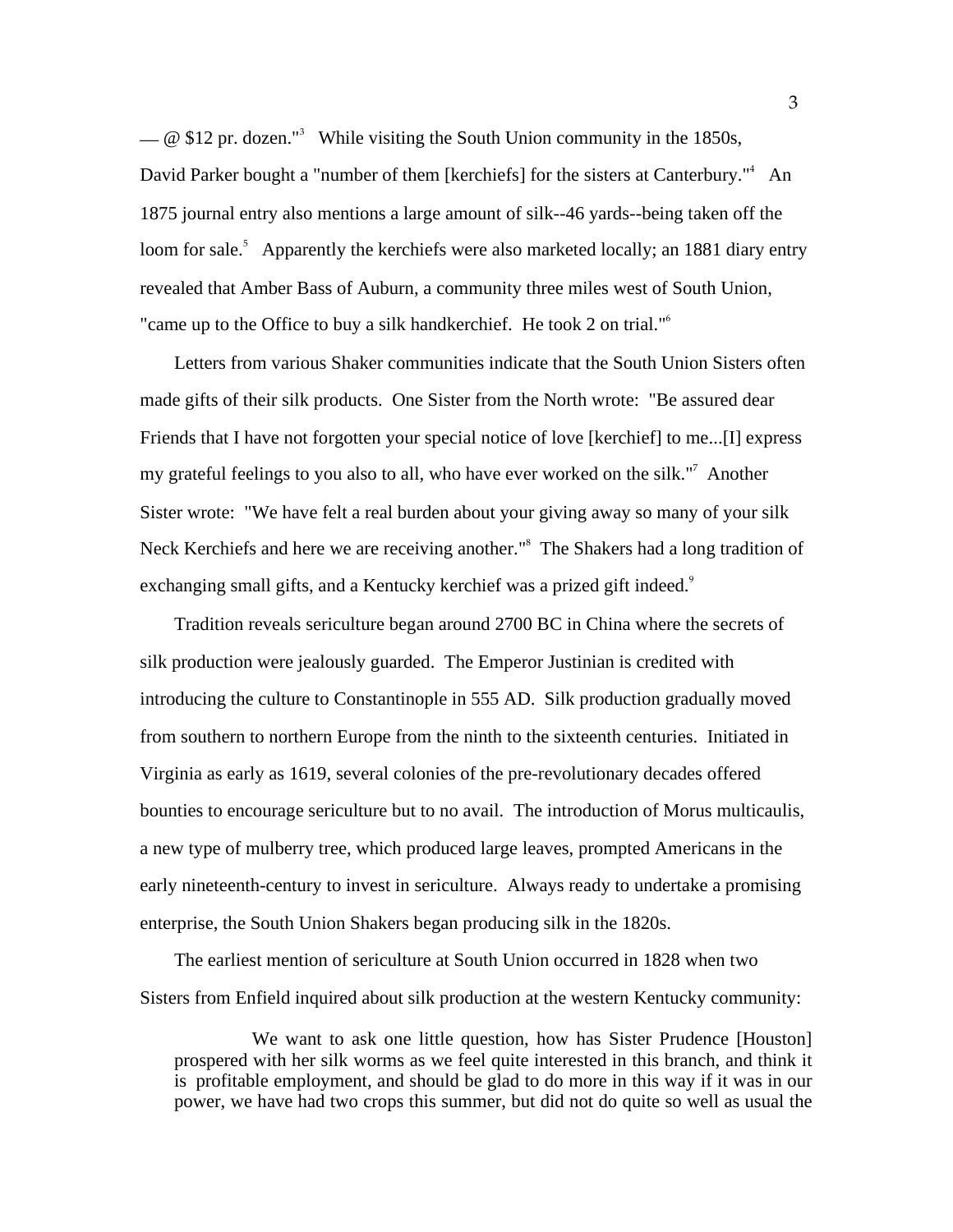— @ $12 pr. dozen."[3] While visiting the South Union community in the 1850s, David Parker bought a "number of them [kerchiefs] for the sisters at Canterbury."[4] An 1875 journal entry also mentions a large amount of silk--46 yards--being taken off the loom for sale.[5] Apparently the kerchiefs were also marketed locally; an 1881 diary entry revealed that Amber Bass of Auburn, a community three miles west of South Union, "came up to the Office to buy a silk handkerchief. He took 2 on trial."[6]

Letters from various Shaker communities indicate that the South Union Sisters often made gifts of their silk products. One Sister from the North wrote: "Be assured dear Friends that I have not forgotten your special notice of love [kerchief] to me...[I] express my grateful feelings to you also to all, who have ever worked on the silk."[7] Another Sister wrote: "We have felt a real burden about your giving away so many of your silk Neck Kerchiefs and here we are receiving another."[8] The Shakers had a long tradition of exchanging small gifts, and a Kentucky kerchief was a prized gift indeed.[9]

Tradition reveals sericulture began around 2700 BC in China where the secrets of silk production were jealously guarded. The Emperor Justinian is credited with introducing the culture to Constantinople in 555 AD. Silk production gradually moved from southern to northern Europe from the ninth to the sixteenth centuries. Initiated in Virginia as early as 1619, several colonies of the pre-revolutionary decades offered bounties to encourage sericulture but to no avail. The introduction of Morus multicaulis, a new type of mulberry tree, which produced large leaves, prompted Americans in the early nineteenth-century to invest in sericulture. Always ready to undertake a promising enterprise, the South Union Shakers began producing silk in the 1820s.

The earliest mention of sericulture at South Union occurred in 1828 when two Sisters from Enfield inquired about silk production at the western Kentucky community:

> We want to ask one little question, how has Sister Prudence [Houston] prospered with her silk worms as we feel quite interested in this branch, and think it is profitable employment, and should be glad to do more in this way if it was in our power, we have had two crops this summer, but did not do quite so well as usual the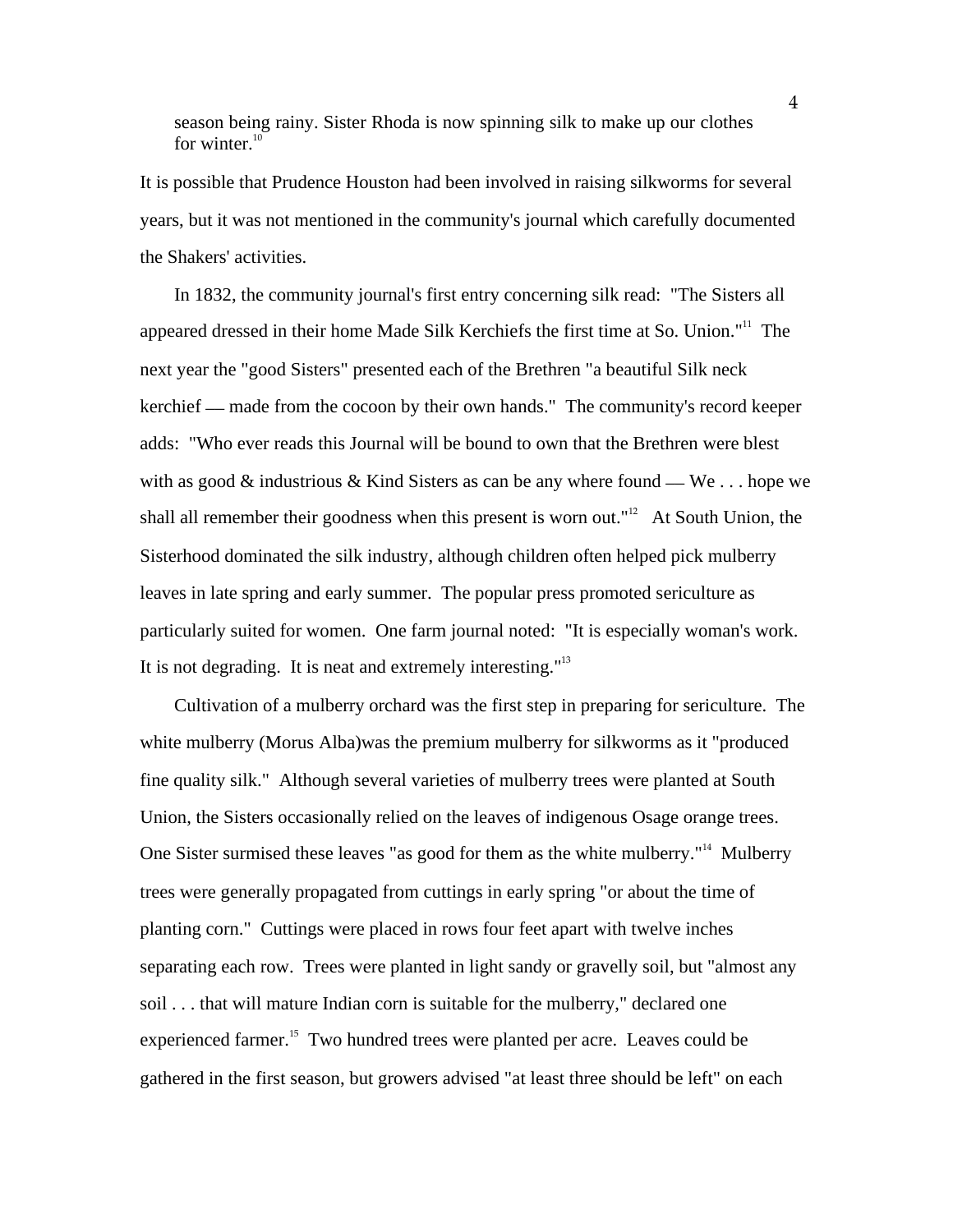> season being rainy. Sister Rhoda is now spinning silk to make up our clothes for winter.[10]

It is possible that Prudence Houston had been involved in raising silkworms for several years, but it was not mentioned in the community's journal which carefully documented the Shakers' activities.

In 1832, the community journal's first entry concerning silk read: "The Sisters all appeared dressed in their home Made Silk Kerchiefs the first time at So. Union."[11] The next year the "good Sisters" presented each of the Brethren "a beautiful Silk neck kerchief — made from the cocoon by their own hands." The community's record keeper adds: "Who ever reads this Journal will be bound to own that the Brethren were blest with as good & industrious & Kind Sisters as can be any where found — We . . . hope we shall all remember their goodness when this present is worn out."[12] At South Union, the Sisterhood dominated the silk industry, although children often helped pick mulberry leaves in late spring and early summer. The popular press promoted sericulture as particularly suited for women. One farm journal noted: "It is especially woman's work. It is not degrading. It is neat and extremely interesting."[13]

Cultivation of a mulberry orchard was the first step in preparing for sericulture. The white mulberry (Morus Alba)was the premium mulberry for silkworms as it "produced fine quality silk." Although several varieties of mulberry trees were planted at South Union, the Sisters occasionally relied on the leaves of indigenous Osage orange trees. One Sister surmised these leaves "as good for them as the white mulberry."[14] Mulberry trees were generally propagated from cuttings in early spring "or about the time of planting corn." Cuttings were placed in rows four feet apart with twelve inches separating each row. Trees were planted in light sandy or gravelly soil, but "almost any soil . . . that will mature Indian corn is suitable for the mulberry," declared one experienced farmer.[15] Two hundred trees were planted per acre. Leaves could be gathered in the first season, but growers advised "at least three should be left" on each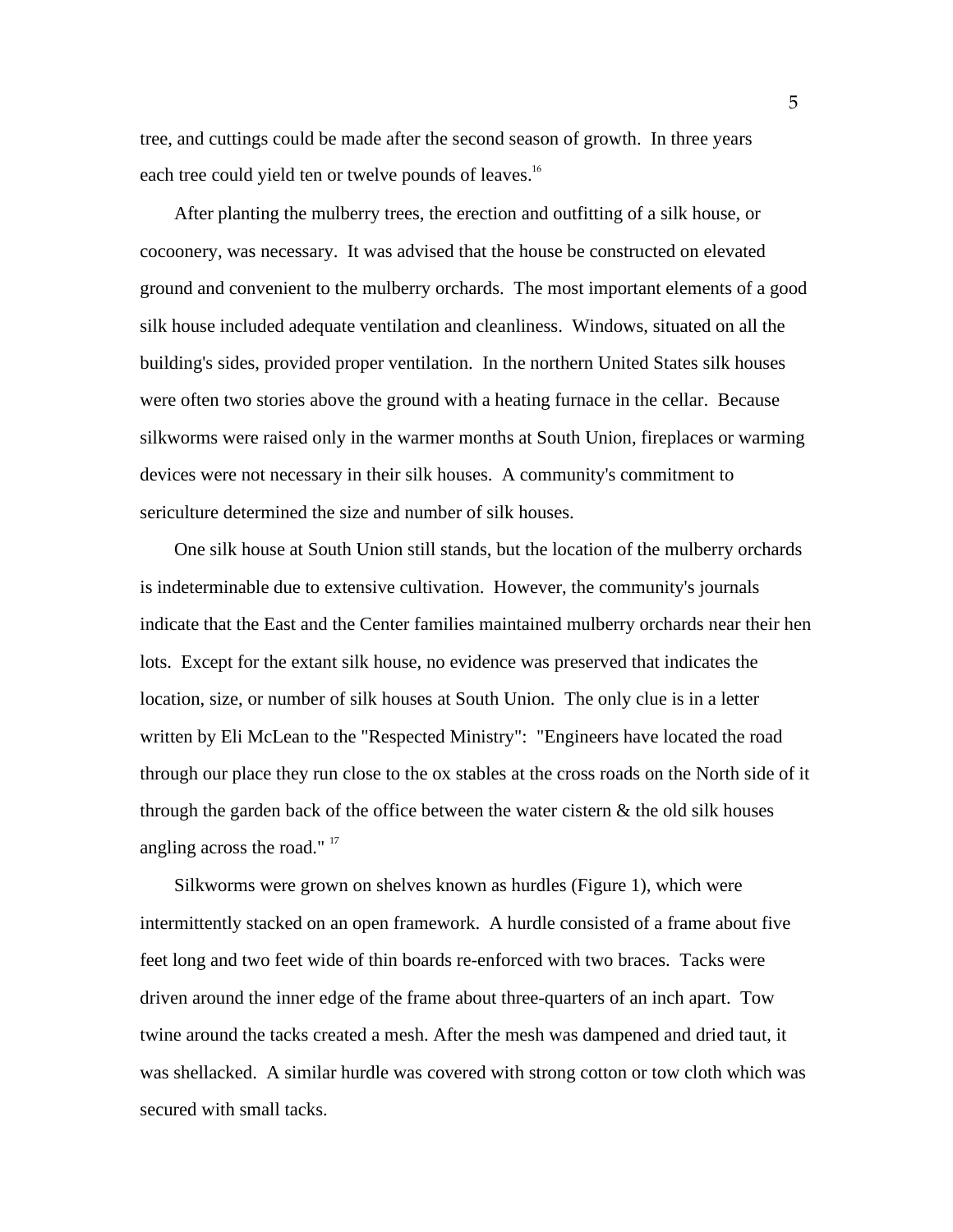tree, and cuttings could be made after the second season of growth. In three years each tree could yield ten or twelve pounds of leaves.[16]

After planting the mulberry trees, the erection and outfitting of a silk house, or cocoonery, was necessary. It was advised that the house be constructed on elevated ground and convenient to the mulberry orchards. The most important elements of a good silk house included adequate ventilation and cleanliness. Windows, situated on all the building's sides, provided proper ventilation. In the northern United States silk houses were often two stories above the ground with a heating furnace in the cellar. Because silkworms were raised only in the warmer months at South Union, fireplaces or warming devices were not necessary in their silk houses. A community's commitment to sericulture determined the size and number of silk houses.

One silk house at South Union still stands, but the location of the mulberry orchards is indeterminable due to extensive cultivation. However, the community's journals indicate that the East and the Center families maintained mulberry orchards near their hen lots. Except for the extant silk house, no evidence was preserved that indicates the location, size, or number of silk houses at South Union. The only clue is in a letter written by Eli McLean to the "Respected Ministry": "Engineers have located the road through our place they run close to the ox stables at the cross roads on the North side of it through the garden back of the office between the water cistern & the old silk houses angling across the road." [17]

Silkworms were grown on shelves known as hurdles (Figure 1), which were intermittently stacked on an open framework. A hurdle consisted of a frame about five feet long and two feet wide of thin boards re-enforced with two braces. Tacks were driven around the inner edge of the frame about three-quarters of an inch apart. Tow twine around the tacks created a mesh. After the mesh was dampened and dried taut, it was shellacked. A similar hurdle was covered with strong cotton or tow cloth which was secured with small tacks.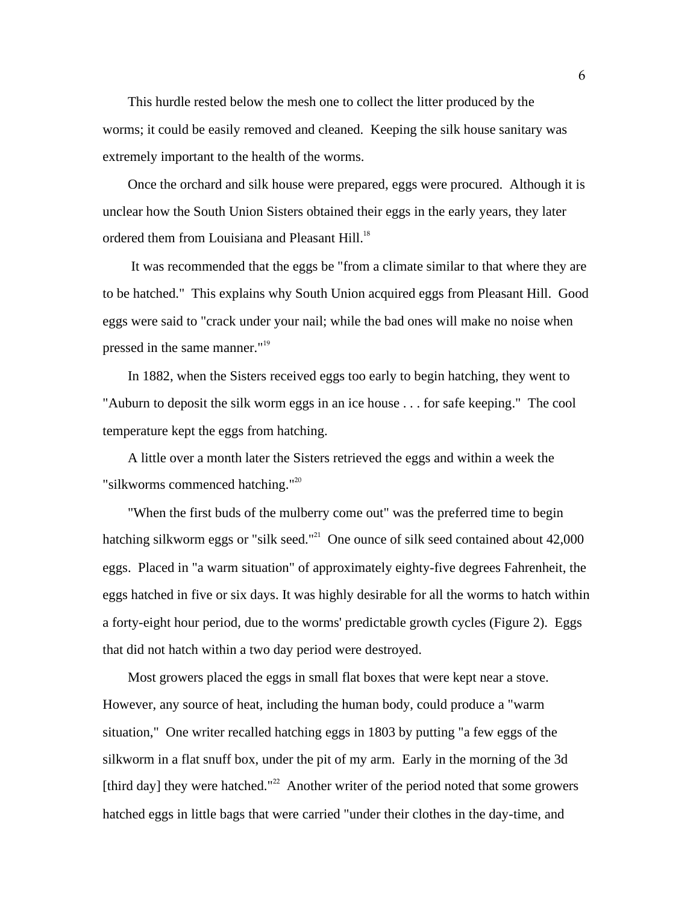This hurdle rested below the mesh one to collect the litter produced by the worms; it could be easily removed and cleaned. Keeping the silk house sanitary was extremely important to the health of the worms.

Once the orchard and silk house were prepared, eggs were procured. Although it is unclear how the South Union Sisters obtained their eggs in the early years, they later ordered them from Louisiana and Pleasant Hill.[18]

It was recommended that the eggs be "from a climate similar to that where they are to be hatched." This explains why South Union acquired eggs from Pleasant Hill. Good eggs were said to "crack under your nail; while the bad ones will make no noise when pressed in the same manner."[19]

In 1882, when the Sisters received eggs too early to begin hatching, they went to "Auburn to deposit the silk worm eggs in an ice house . . . for safe keeping." The cool temperature kept the eggs from hatching.

A little over a month later the Sisters retrieved the eggs and within a week the "silkworms commenced hatching."[20]

"When the first buds of the mulberry come out" was the preferred time to begin hatching silkworm eggs or "silk seed."[21] One ounce of silk seed contained about 42,000 eggs. Placed in "a warm situation" of approximately eighty-five degrees Fahrenheit, the eggs hatched in five or six days. It was highly desirable for all the worms to hatch within a forty-eight hour period, due to the worms' predictable growth cycles (Figure 2). Eggs that did not hatch within a two day period were destroyed.

Most growers placed the eggs in small flat boxes that were kept near a stove. However, any source of heat, including the human body, could produce a "warm situation," One writer recalled hatching eggs in 1803 by putting "a few eggs of the silkworm in a flat snuff box, under the pit of my arm. Early in the morning of the 3d [third day] they were hatched."[22] Another writer of the period noted that some growers hatched eggs in little bags that were carried "under their clothes in the day-time, and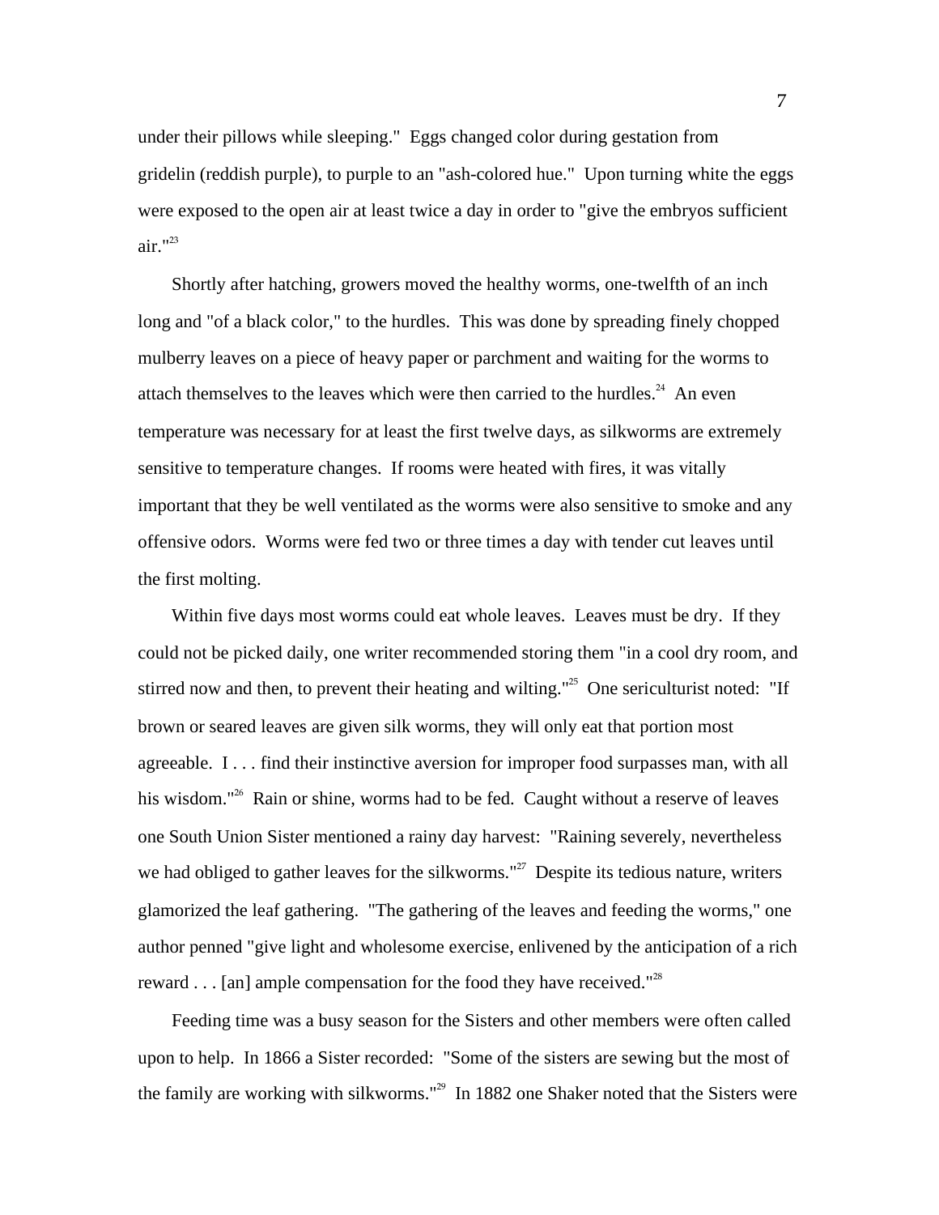under their pillows while sleeping." Eggs changed color during gestation from gridelin (reddish purple), to purple to an "ash-colored hue." Upon turning white the eggs were exposed to the open air at least twice a day in order to "give the embryos sufficient air."[23]

Shortly after hatching, growers moved the healthy worms, one-twelfth of an inch long and "of a black color," to the hurdles. This was done by spreading finely chopped mulberry leaves on a piece of heavy paper or parchment and waiting for the worms to attach themselves to the leaves which were then carried to the hurdles.[24] An even temperature was necessary for at least the first twelve days, as silkworms are extremely sensitive to temperature changes. If rooms were heated with fires, it was vitally important that they be well ventilated as the worms were also sensitive to smoke and any offensive odors. Worms were fed two or three times a day with tender cut leaves until the first molting.

Within five days most worms could eat whole leaves. Leaves must be dry. If they could not be picked daily, one writer recommended storing them "in a cool dry room, and stirred now and then, to prevent their heating and wilting."[25] One sericulturist noted: "If brown or seared leaves are given silk worms, they will only eat that portion most agreeable. I . . . find their instinctive aversion for improper food surpasses man, with all his wisdom."[26] Rain or shine, worms had to be fed. Caught without a reserve of leaves one South Union Sister mentioned a rainy day harvest: "Raining severely, nevertheless we had obliged to gather leaves for the silkworms."[27] Despite its tedious nature, writers glamorized the leaf gathering. "The gathering of the leaves and feeding the worms," one author penned "give light and wholesome exercise, enlivened by the anticipation of a rich reward . . . [an] ample compensation for the food they have received."[28]

Feeding time was a busy season for the Sisters and other members were often called upon to help. In 1866 a Sister recorded: "Some of the sisters are sewing but the most of the family are working with silkworms."[29] In 1882 one Shaker noted that the Sisters were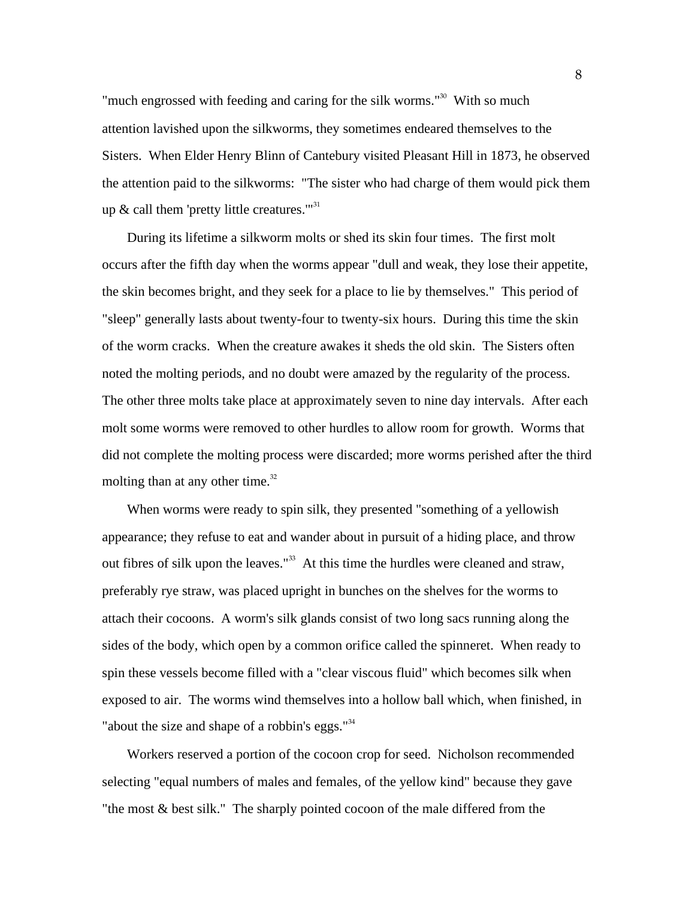"much engrossed with feeding and caring for the silk worms."[30] With so much attention lavished upon the silkworms, they sometimes endeared themselves to the Sisters. When Elder Henry Blinn of Cantebury visited Pleasant Hill in 1873, he observed the attention paid to the silkworms: "The sister who had charge of them would pick them up & call them 'pretty little creatures.'"[31]

During its lifetime a silkworm molts or shed its skin four times. The first molt occurs after the fifth day when the worms appear "dull and weak, they lose their appetite, the skin becomes bright, and they seek for a place to lie by themselves." This period of "sleep" generally lasts about twenty-four to twenty-six hours. During this time the skin of the worm cracks. When the creature awakes it sheds the old skin. The Sisters often noted the molting periods, and no doubt were amazed by the regularity of the process. The other three molts take place at approximately seven to nine day intervals. After each molt some worms were removed to other hurdles to allow room for growth. Worms that did not complete the molting process were discarded; more worms perished after the third molting than at any other time.[32]

When worms were ready to spin silk, they presented "something of a yellowish appearance; they refuse to eat and wander about in pursuit of a hiding place, and throw out fibres of silk upon the leaves."[33] At this time the hurdles were cleaned and straw, preferably rye straw, was placed upright in bunches on the shelves for the worms to attach their cocoons. A worm's silk glands consist of two long sacs running along the sides of the body, which open by a common orifice called the spinneret. When ready to spin these vessels become filled with a "clear viscous fluid" which becomes silk when exposed to air. The worms wind themselves into a hollow ball which, when finished, in "about the size and shape of a robbin's eggs."[34]

Workers reserved a portion of the cocoon crop for seed. Nicholson recommended selecting "equal numbers of males and females, of the yellow kind" because they gave "the most & best silk." The sharply pointed cocoon of the male differed from the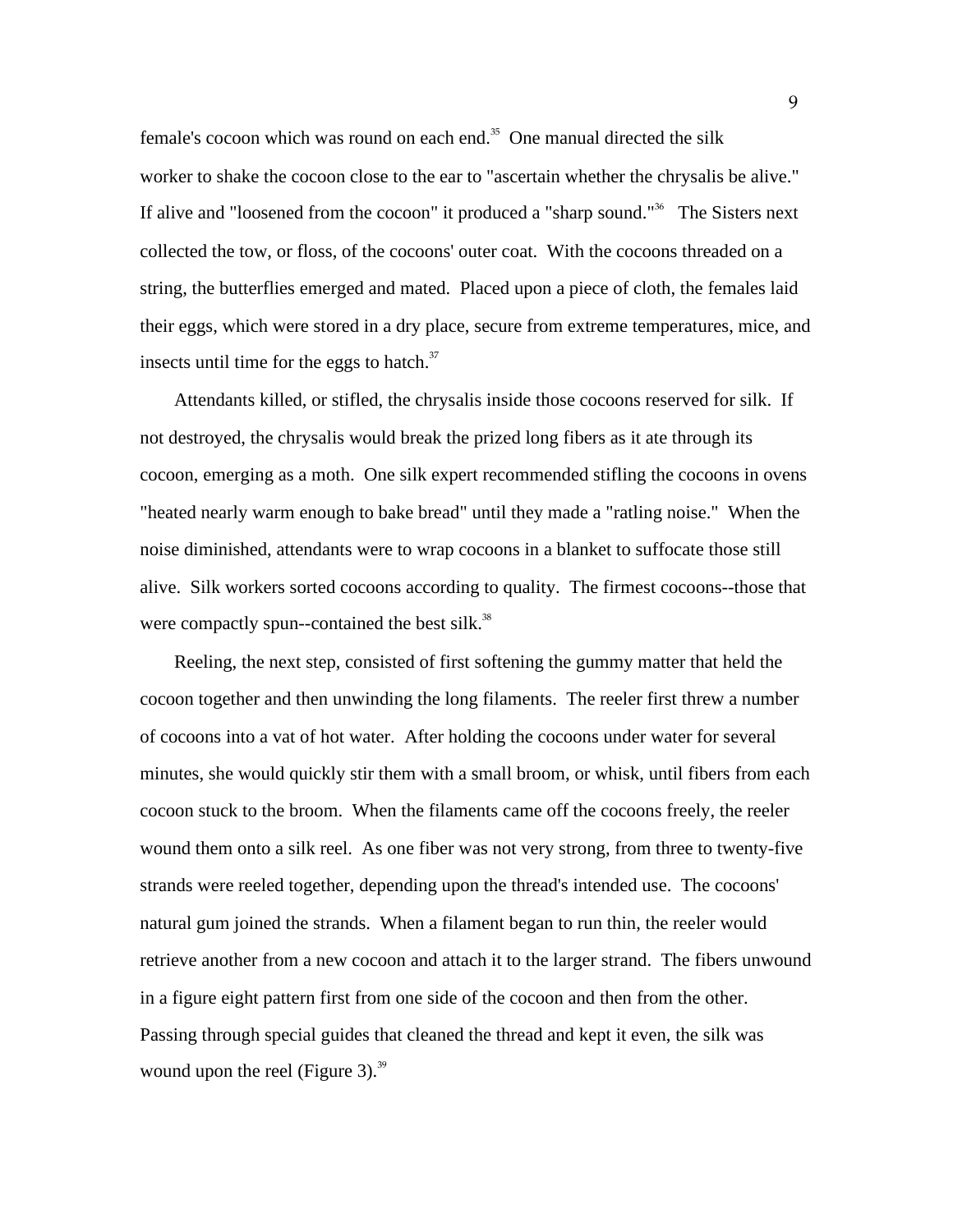female's cocoon which was round on each end.[35] One manual directed the silk worker to shake the cocoon close to the ear to "ascertain whether the chrysalis be alive." If alive and "loosened from the cocoon" it produced a "sharp sound."[36] The Sisters next collected the tow, or floss, of the cocoons' outer coat. With the cocoons threaded on a string, the butterflies emerged and mated. Placed upon a piece of cloth, the females laid their eggs, which were stored in a dry place, secure from extreme temperatures, mice, and insects until time for the eggs to hatch.[37]

Attendants killed, or stifled, the chrysalis inside those cocoons reserved for silk. If not destroyed, the chrysalis would break the prized long fibers as it ate through its cocoon, emerging as a moth. One silk expert recommended stifling the cocoons in ovens "heated nearly warm enough to bake bread" until they made a "ratling noise." When the noise diminished, attendants were to wrap cocoons in a blanket to suffocate those still alive. Silk workers sorted cocoons according to quality. The firmest cocoons--those that were compactly spun--contained the best silk.[38]

Reeling, the next step, consisted of first softening the gummy matter that held the cocoon together and then unwinding the long filaments. The reeler first threw a number of cocoons into a vat of hot water. After holding the cocoons under water for several minutes, she would quickly stir them with a small broom, or whisk, until fibers from each cocoon stuck to the broom. When the filaments came off the cocoons freely, the reeler wound them onto a silk reel. As one fiber was not very strong, from three to twenty-five strands were reeled together, depending upon the thread's intended use. The cocoons' natural gum joined the strands. When a filament began to run thin, the reeler would retrieve another from a new cocoon and attach it to the larger strand. The fibers unwound in a figure eight pattern first from one side of the cocoon and then from the other. Passing through special guides that cleaned the thread and kept it even, the silk was wound upon the reel (Figure 3).[39]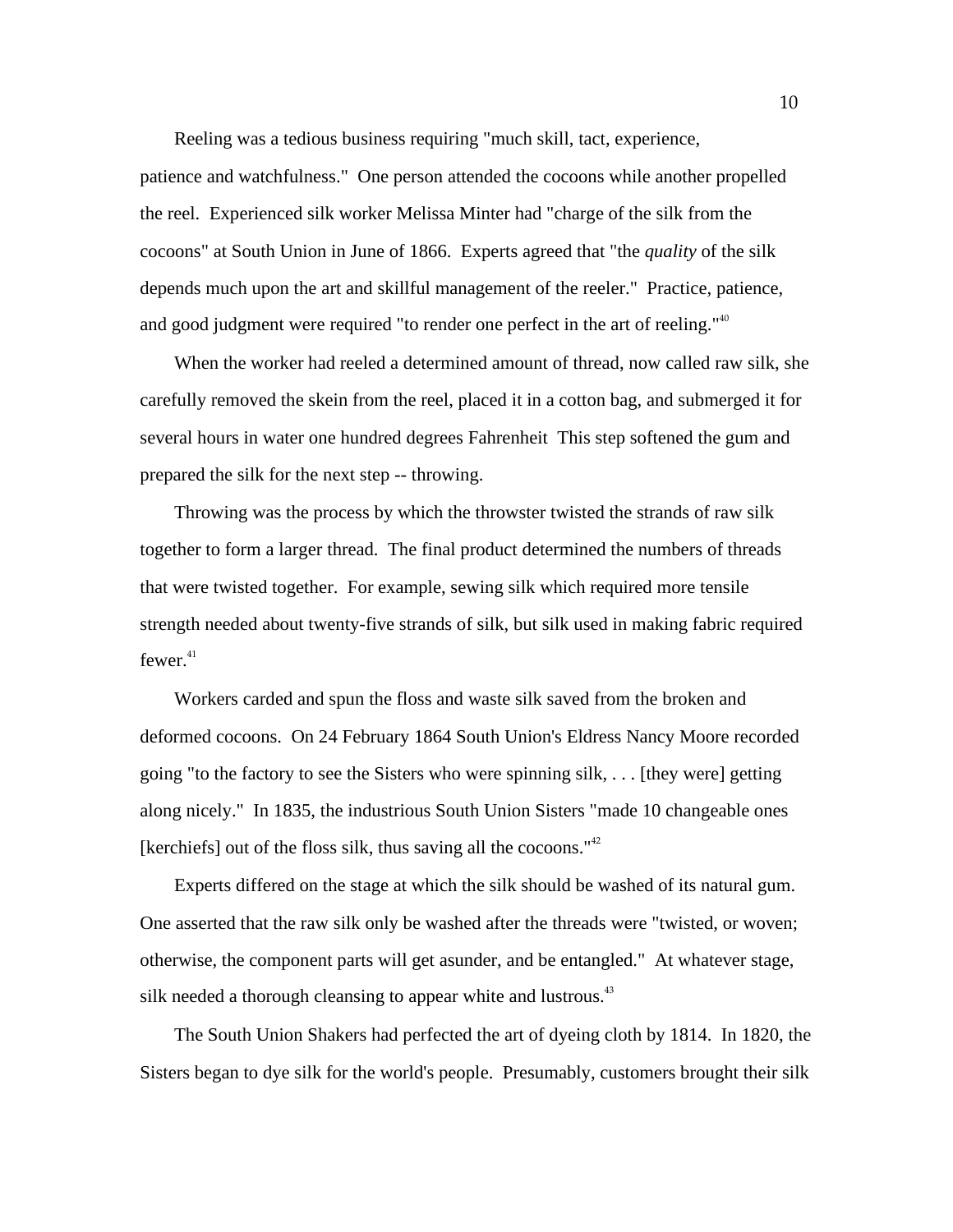Reeling was a tedious business requiring "much skill, tact, experience, patience and watchfulness." One person attended the cocoons while another propelled the reel. Experienced silk worker Melissa Minter had "charge of the silk from the cocoons" at South Union in June of 1866. Experts agreed that "the *quality* of the silk depends much upon the art and skillful management of the reeler." Practice, patience, and good judgment were required "to render one perfect in the art of reeling."[40]

When the worker had reeled a determined amount of thread, now called raw silk, she carefully removed the skein from the reel, placed it in a cotton bag, and submerged it for several hours in water one hundred degrees Fahrenheit This step softened the gum and prepared the silk for the next step -- throwing.

Throwing was the process by which the throwster twisted the strands of raw silk together to form a larger thread. The final product determined the numbers of threads that were twisted together. For example, sewing silk which required more tensile strength needed about twenty-five strands of silk, but silk used in making fabric required fewer.[41]

Workers carded and spun the floss and waste silk saved from the broken and deformed cocoons. On 24 February 1864 South Union's Eldress Nancy Moore recorded going "to the factory to see the Sisters who were spinning silk, . . . [they were] getting along nicely." In 1835, the industrious South Union Sisters "made 10 changeable ones [kerchiefs] out of the floss silk, thus saving all the cocoons."[42]

Experts differed on the stage at which the silk should be washed of its natural gum. One asserted that the raw silk only be washed after the threads were "twisted, or woven; otherwise, the component parts will get asunder, and be entangled." At whatever stage, silk needed a thorough cleansing to appear white and lustrous.[43]

The South Union Shakers had perfected the art of dyeing cloth by 1814. In 1820, the Sisters began to dye silk for the world's people. Presumably, customers brought their silk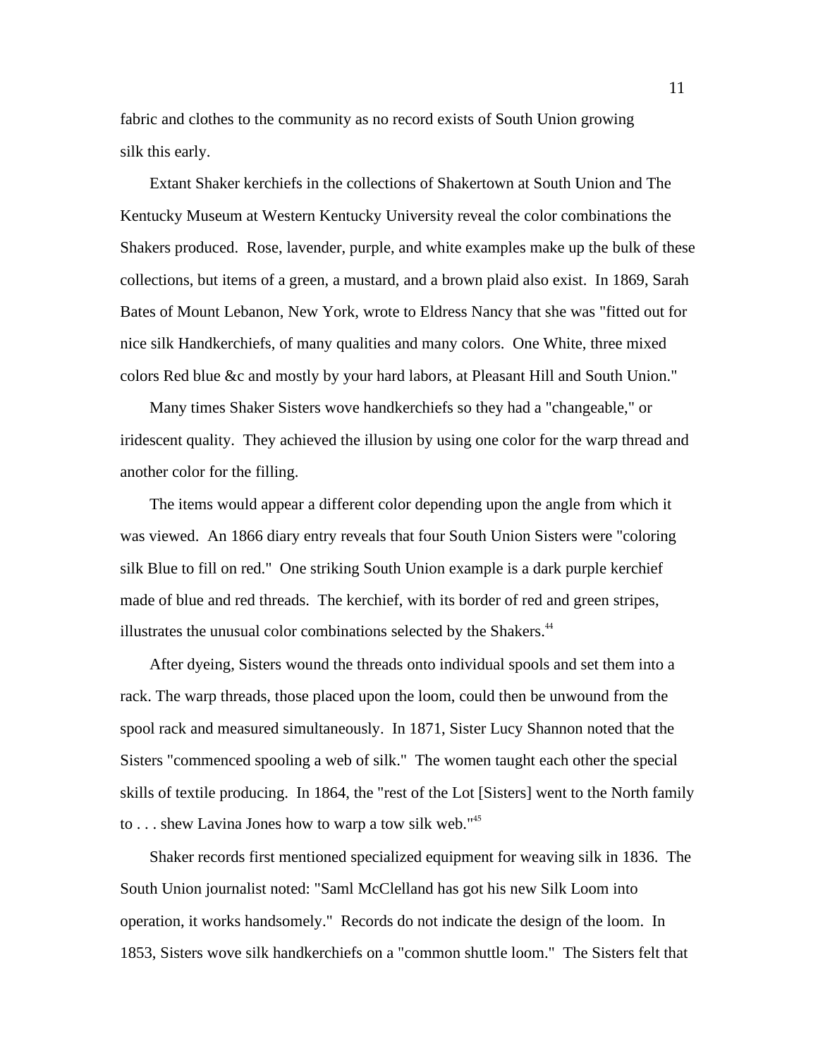fabric and clothes to the community as no record exists of South Union growing silk this early.

Extant Shaker kerchiefs in the collections of Shakertown at South Union and The Kentucky Museum at Western Kentucky University reveal the color combinations the Shakers produced. Rose, lavender, purple, and white examples make up the bulk of these collections, but items of a green, a mustard, and a brown plaid also exist. In 1869, Sarah Bates of Mount Lebanon, New York, wrote to Eldress Nancy that she was "fitted out for nice silk Handkerchiefs, of many qualities and many colors. One White, three mixed colors Red blue &c and mostly by your hard labors, at Pleasant Hill and South Union."

Many times Shaker Sisters wove handkerchiefs so they had a "changeable," or iridescent quality. They achieved the illusion by using one color for the warp thread and another color for the filling.

The items would appear a different color depending upon the angle from which it was viewed. An 1866 diary entry reveals that four South Union Sisters were "coloring silk Blue to fill on red." One striking South Union example is a dark purple kerchief made of blue and red threads. The kerchief, with its border of red and green stripes, illustrates the unusual color combinations selected by the Shakers.[44]

After dyeing, Sisters wound the threads onto individual spools and set them into a rack. The warp threads, those placed upon the loom, could then be unwound from the spool rack and measured simultaneously. In 1871, Sister Lucy Shannon noted that the Sisters "commenced spooling a web of silk." The women taught each other the special skills of textile producing. In 1864, the "rest of the Lot [Sisters] went to the North family to . . . shew Lavina Jones how to warp a tow silk web."[45]

Shaker records first mentioned specialized equipment for weaving silk in 1836. The South Union journalist noted: "Saml McClelland has got his new Silk Loom into operation, it works handsomely." Records do not indicate the design of the loom. In 1853, Sisters wove silk handkerchiefs on a "common shuttle loom." The Sisters felt that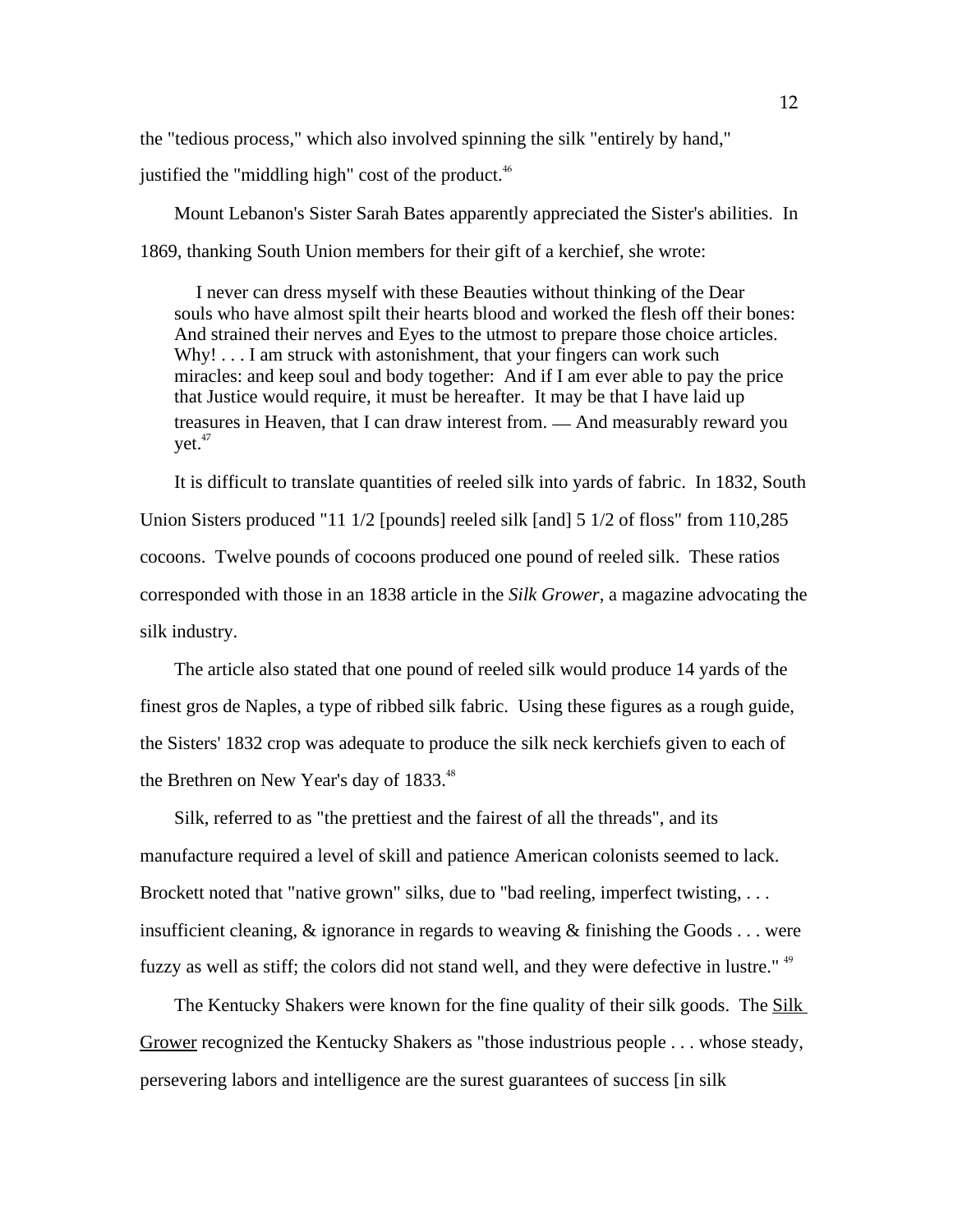the "tedious process," which also involved spinning the silk "entirely by hand," justified the "middling high" cost of the product.[46]

Mount Lebanon's Sister Sarah Bates apparently appreciated the Sister's abilities. In 1869, thanking South Union members for their gift of a kerchief, she wrote:

> I never can dress myself with these Beauties without thinking of the Dear souls who have almost spilt their hearts blood and worked the flesh off their bones: And strained their nerves and Eyes to the utmost to prepare those choice articles. Why! . . . I am struck with astonishment, that your fingers can work such miracles: and keep soul and body together: And if I am ever able to pay the price that Justice would require, it must be hereafter. It may be that I have laid up treasures in Heaven, that I can draw interest from. — And measurably reward you yet.[47]

It is difficult to translate quantities of reeled silk into yards of fabric. In 1832, South Union Sisters produced "11 1/2 [pounds] reeled silk [and] 5 1/2 of floss" from 110,285 cocoons. Twelve pounds of cocoons produced one pound of reeled silk. These ratios corresponded with those in an 1838 article in the *Silk Grower*, a magazine advocating the silk industry.

The article also stated that one pound of reeled silk would produce 14 yards of the finest gros de Naples, a type of ribbed silk fabric. Using these figures as a rough guide, the Sisters' 1832 crop was adequate to produce the silk neck kerchiefs given to each of the Brethren on New Year's day of 1833.[48]

Silk, referred to as "the prettiest and the fairest of all the threads", and its manufacture required a level of skill and patience American colonists seemed to lack. Brockett noted that "native grown" silks, due to "bad reeling, imperfect twisting, . . . insufficient cleaning, & ignorance in regards to weaving & finishing the Goods . . . were fuzzy as well as stiff; the colors did not stand well, and they were defective in lustre." [49]

The Kentucky Shakers were known for the fine quality of their silk goods. The Silk Grower recognized the Kentucky Shakers as "those industrious people . . . whose steady, persevering labors and intelligence are the surest guarantees of success [in silk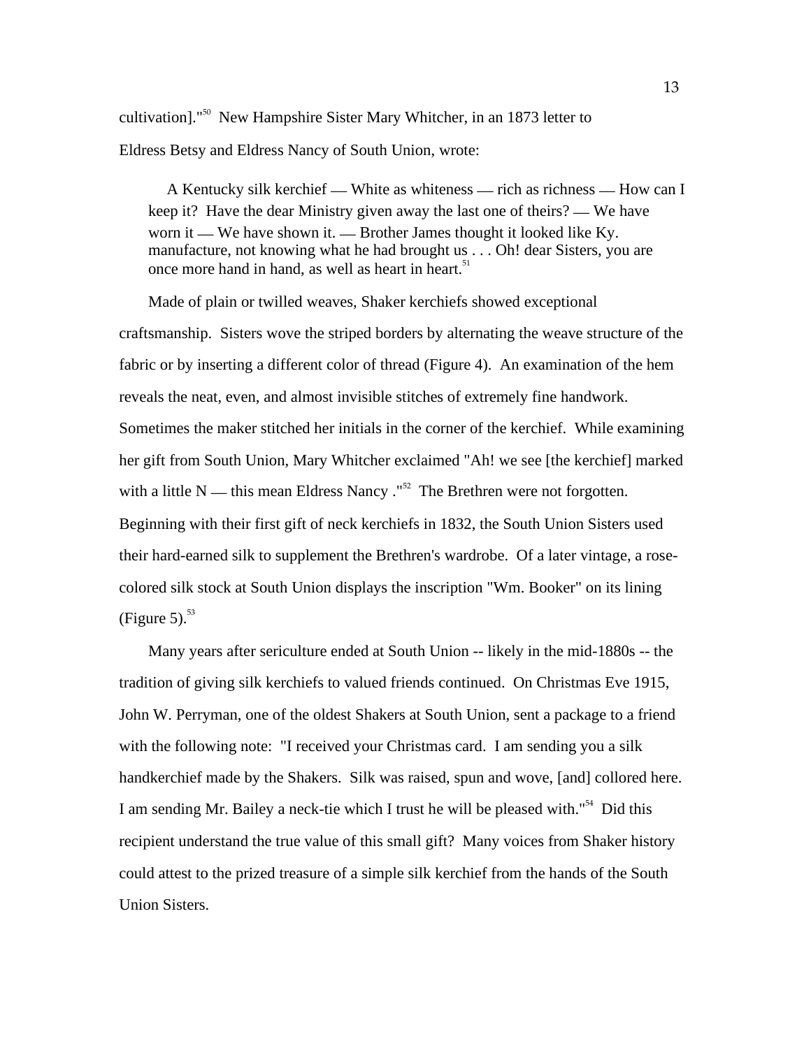cultivation]."[50] New Hampshire Sister Mary Whitcher, in an 1873 letter to Eldress Betsy and Eldress Nancy of South Union, wrote:

> A Kentucky silk kerchief — White as whiteness — rich as richness — How can I keep it? Have the dear Ministry given away the last one of theirs? — We have worn it — We have shown it. — Brother James thought it looked like Ky. manufacture, not knowing what he had brought us . . . Oh! dear Sisters, you are once more hand in hand, as well as heart in heart.[51]

Made of plain or twilled weaves, Shaker kerchiefs showed exceptional craftsmanship. Sisters wove the striped borders by alternating the weave structure of the fabric or by inserting a different color of thread (Figure 4). An examination of the hem reveals the neat, even, and almost invisible stitches of extremely fine handwork. Sometimes the maker stitched her initials in the corner of the kerchief. While examining her gift from South Union, Mary Whitcher exclaimed "Ah! we see [the kerchief] marked with a little N — this mean Eldress Nancy ."[52] The Brethren were not forgotten. Beginning with their first gift of neck kerchiefs in 1832, the South Union Sisters used their hard-earned silk to supplement the Brethren's wardrobe. Of a later vintage, a rose-colored silk stock at South Union displays the inscription "Wm. Booker" on its lining (Figure 5).[53]

Many years after sericulture ended at South Union -- likely in the mid-1880s -- the tradition of giving silk kerchiefs to valued friends continued. On Christmas Eve 1915, John W. Perryman, one of the oldest Shakers at South Union, sent a package to a friend with the following note: "I received your Christmas card. I am sending you a silk handkerchief made by the Shakers. Silk was raised, spun and wove, [and] collored here. I am sending Mr. Bailey a neck-tie which I trust he will be pleased with."[54] Did this recipient understand the true value of this small gift? Many voices from Shaker history could attest to the prized treasure of a simple silk kerchief from the hands of the South Union Sisters.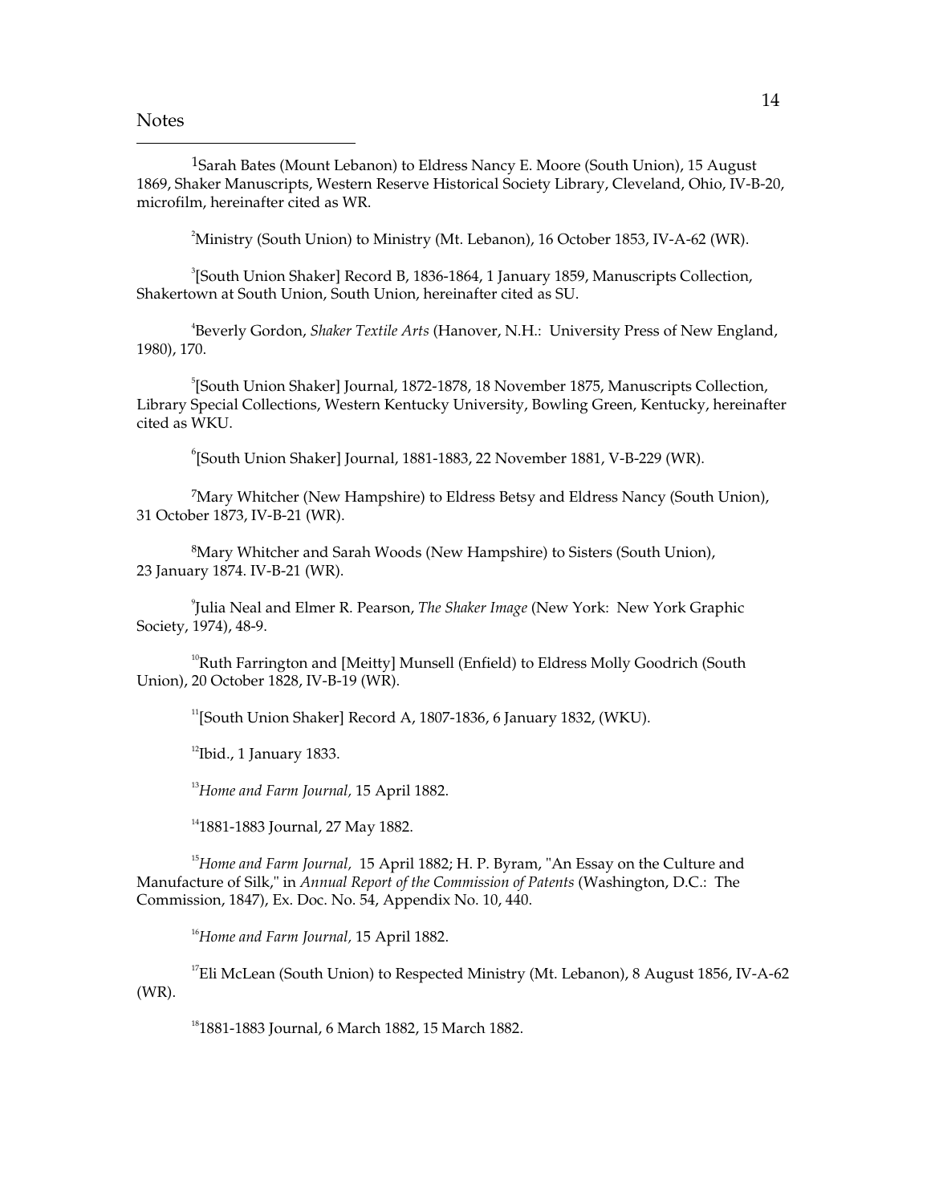Notes

[1]Sarah Bates (Mount Lebanon) to Eldress Nancy E. Moore (South Union), 15 August 1869, Shaker Manuscripts, Western Reserve Historical Society Library, Cleveland, Ohio, IV-B-20, microfilm, hereinafter cited as WR.

[2]Ministry (South Union) to Ministry (Mt. Lebanon), 16 October 1853, IV-A-62 (WR).

[3][South Union Shaker] Record B, 1836-1864, 1 January 1859, Manuscripts Collection, Shakertown at South Union, South Union, hereinafter cited as SU.

[4]Beverly Gordon, *Shaker Textile Arts* (Hanover, N.H.: University Press of New England, 1980), 170.

[5][South Union Shaker] Journal, 1872-1878, 18 November 1875, Manuscripts Collection, Library Special Collections, Western Kentucky University, Bowling Green, Kentucky, hereinafter cited as WKU.

[6][South Union Shaker] Journal, 1881-1883, 22 November 1881, V-B-229 (WR).

[7]Mary Whitcher (New Hampshire) to Eldress Betsy and Eldress Nancy (South Union), 31 October 1873, IV-B-21 (WR).

[8]Mary Whitcher and Sarah Woods (New Hampshire) to Sisters (South Union), 23 January 1874. IV-B-21 (WR).

[9]Julia Neal and Elmer R. Pearson, *The Shaker Image* (New York: New York Graphic Society, 1974), 48-9.

[10]Ruth Farrington and [Meitty] Munsell (Enfield) to Eldress Molly Goodrich (South Union), 20 October 1828, IV-B-19 (WR).

[11][South Union Shaker] Record A, 1807-1836, 6 January 1832, (WKU).

[12]Ibid., 1 January 1833.

[13]*Home and Farm Journal,* 15 April 1882.

[14]1881-1883 Journal, 27 May 1882.

[15]*Home and Farm Journal,* 15 April 1882; H. P. Byram, "An Essay on the Culture and Manufacture of Silk," in *Annual Report of the Commission of Patents* (Washington, D.C.: The Commission, 1847), Ex. Doc. No. 54, Appendix No. 10, 440.

[16]*Home and Farm Journal,* 15 April 1882.

[17]Eli McLean (South Union) to Respected Ministry (Mt. Lebanon), 8 August 1856, IV-A-62 (WR).

[18]1881-1883 Journal, 6 March 1882, 15 March 1882.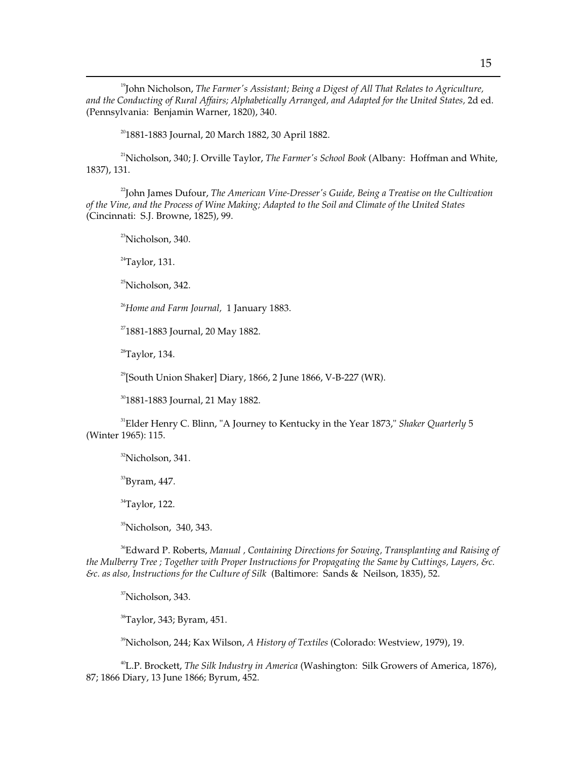[19]John Nicholson, *The Farmer's Assistant; Being a Digest of All That Relates to Agriculture, and the Conducting of Rural Affairs; Alphabetically Arranged, and Adapted for the United States,* 2d ed. (Pennsylvania: Benjamin Warner, 1820), 340.

[20]1881-1883 Journal, 20 March 1882, 30 April 1882.

[21]Nicholson, 340; J. Orville Taylor, *The Farmer's School Book* (Albany: Hoffman and White, 1837), 131.

[22]John James Dufour, *The American Vine-Dresser's Guide, Being a Treatise on the Cultivation of the Vine, and the Process of Wine Making; Adapted to the Soil and Climate of the United States* (Cincinnati: S.J. Browne, 1825), 99.

[23]Nicholson, 340.

[24]Taylor, 131.

[25]Nicholson, 342.

[26]*Home and Farm Journal,* 1 January 1883.

[27]1881-1883 Journal, 20 May 1882.

[28]Taylor, 134.

[29][South Union Shaker] Diary, 1866, 2 June 1866, V-B-227 (WR).

[30]1881-1883 Journal, 21 May 1882.

[31]Elder Henry C. Blinn, "A Journey to Kentucky in the Year 1873," *Shaker Quarterly* 5 (Winter 1965): 115.

[32]Nicholson, 341.

[33]Byram, 447.

[34]Taylor, 122.

[35]Nicholson, 340, 343.

[36]Edward P. Roberts, *Manual , Containing Directions for Sowing, Transplanting and Raising of the Mulberry Tree ; Together with Proper Instructions for Propagating the Same by Cuttings, Layers, &c. &c. as also, Instructions for the Culture of Silk* (Baltimore: Sands & Neilson, 1835), 52.

[37]Nicholson, 343.

[38]Taylor, 343; Byram, 451.

[39]Nicholson, 244; Kax Wilson, *A History of Textiles* (Colorado: Westview, 1979), 19.

[40]L.P. Brockett, *The Silk Industry in America* (Washington: Silk Growers of America, 1876), 87; 1866 Diary, 13 June 1866; Byrum, 452.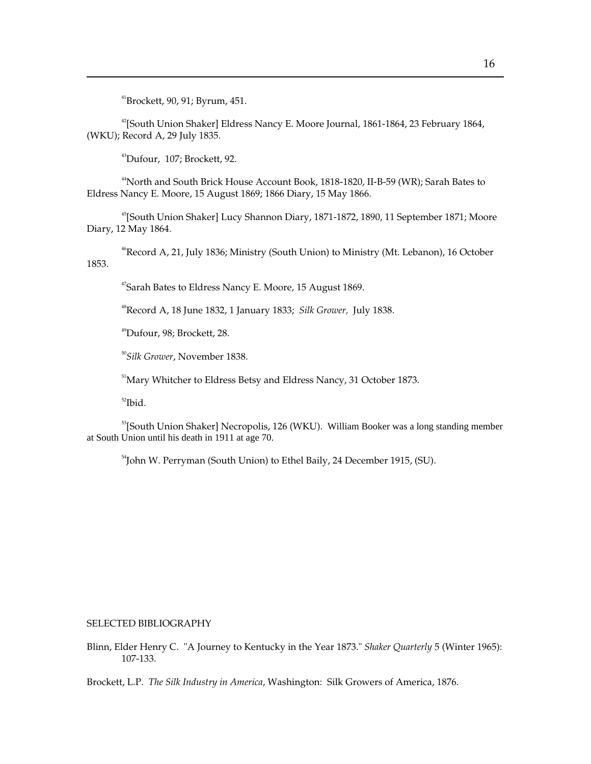[41]Brockett, 90, 91; Byrum, 451.

[42][South Union Shaker] Eldress Nancy E. Moore Journal, 1861-1864, 23 February 1864, (WKU); Record A, 29 July 1835.

[43]Dufour, 107; Brockett, 92.

[44]North and South Brick House Account Book, 1818-1820, II-B-59 (WR); Sarah Bates to Eldress Nancy E. Moore, 15 August 1869; 1866 Diary, 15 May 1866.

[45][South Union Shaker] Lucy Shannon Diary, 1871-1872, 1890, 11 September 1871; Moore Diary, 12 May 1864.

[46]Record A, 21, July 1836; Ministry (South Union) to Ministry (Mt. Lebanon), 16 October 1853.

[47]Sarah Bates to Eldress Nancy E. Moore, 15 August 1869.

[48]Record A, 18 June 1832, 1 January 1833; *Silk Grower*, July 1838.

[49]Dufour, 98; Brockett, 28.

[50]*Silk Grower*, November 1838.

[51]Mary Whitcher to Eldress Betsy and Eldress Nancy, 31 October 1873.

[52]Ibid.

[53][South Union Shaker] Necropolis, 126 (WKU). William Booker was a long standing member at South Union until his death in 1911 at age 70.

[54]John W. Perryman (South Union) to Ethel Baily, 24 December 1915, (SU).

## SELECTED BIBLIOGRAPHY

Blinn, Elder Henry C. "A Journey to Kentucky in the Year 1873." *Shaker Quarterly* 5 (Winter 1965): 107-133.

Brockett, L.P. *The Silk Industry in America*, Washington: Silk Growers of America, 1876.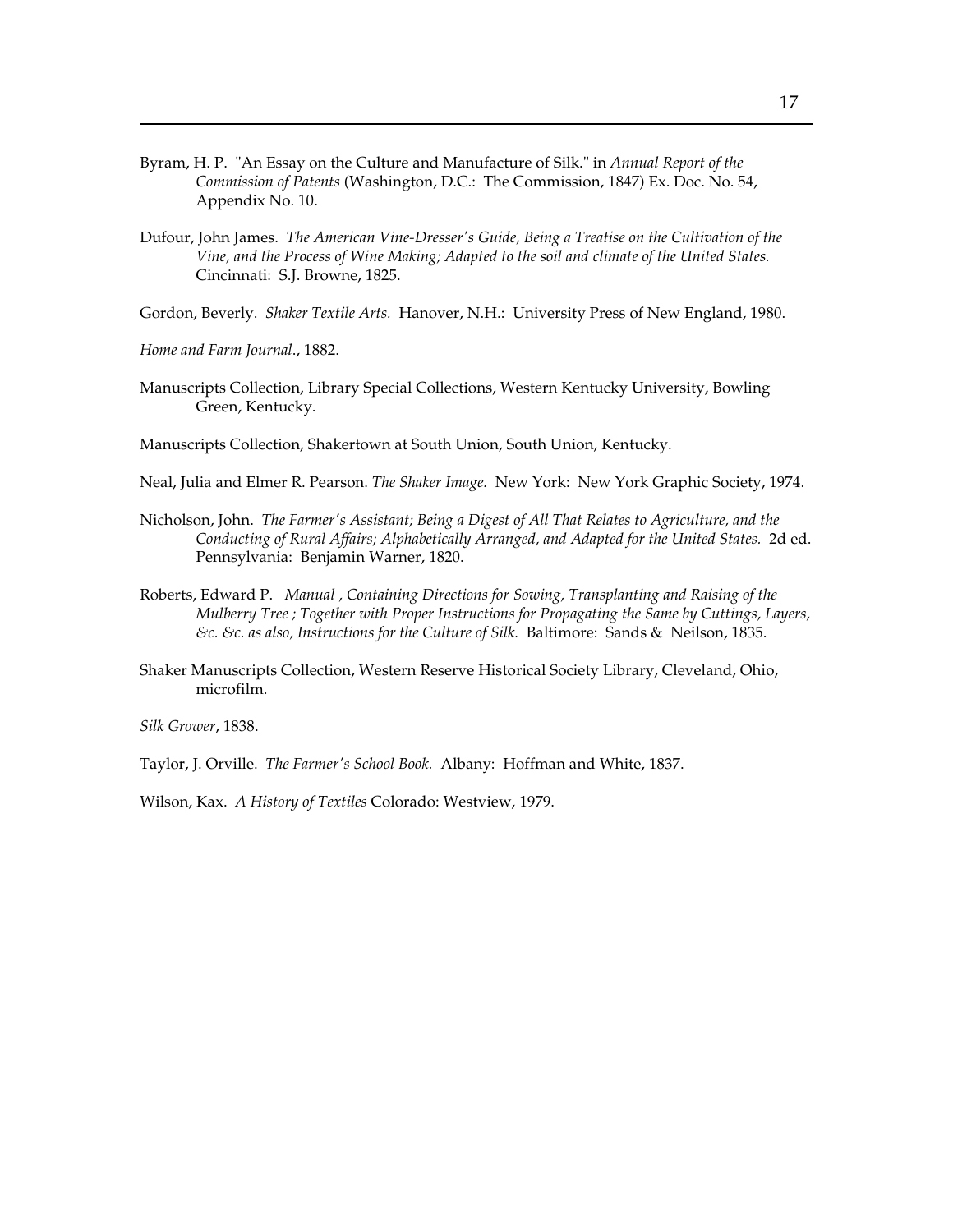Byram, H. P. "An Essay on the Culture and Manufacture of Silk." in *Annual Report of the Commission of Patents* (Washington, D.C.: The Commission, 1847) Ex. Doc. No. 54, Appendix No. 10.

Dufour, John James. *The American Vine-Dresser's Guide, Being a Treatise on the Cultivation of the Vine, and the Process of Wine Making; Adapted to the soil and climate of the United States.* Cincinnati: S.J. Browne, 1825.

Gordon, Beverly. *Shaker Textile Arts.* Hanover, N.H.: University Press of New England, 1980.

*Home and Farm Journal*., 1882.

Manuscripts Collection, Library Special Collections, Western Kentucky University, Bowling Green, Kentucky.

Manuscripts Collection, Shakertown at South Union, South Union, Kentucky.

Neal, Julia and Elmer R. Pearson. *The Shaker Image.* New York: New York Graphic Society, 1974.

Nicholson, John. *The Farmer's Assistant; Being a Digest of All That Relates to Agriculture, and the Conducting of Rural Affairs; Alphabetically Arranged, and Adapted for the United States.* 2d ed. Pennsylvania: Benjamin Warner, 1820.

Roberts, Edward P. *Manual , Containing Directions for Sowing, Transplanting and Raising of the Mulberry Tree ; Together with Proper Instructions for Propagating the Same by Cuttings, Layers, &c. &c. as also, Instructions for the Culture of Silk.* Baltimore: Sands & Neilson, 1835.

Shaker Manuscripts Collection, Western Reserve Historical Society Library, Cleveland, Ohio, microfilm.

*Silk Grower*, 1838.

Taylor, J. Orville. *The Farmer's School Book.* Albany: Hoffman and White, 1837.

Wilson, Kax. *A History of Textiles* Colorado: Westview, 1979.